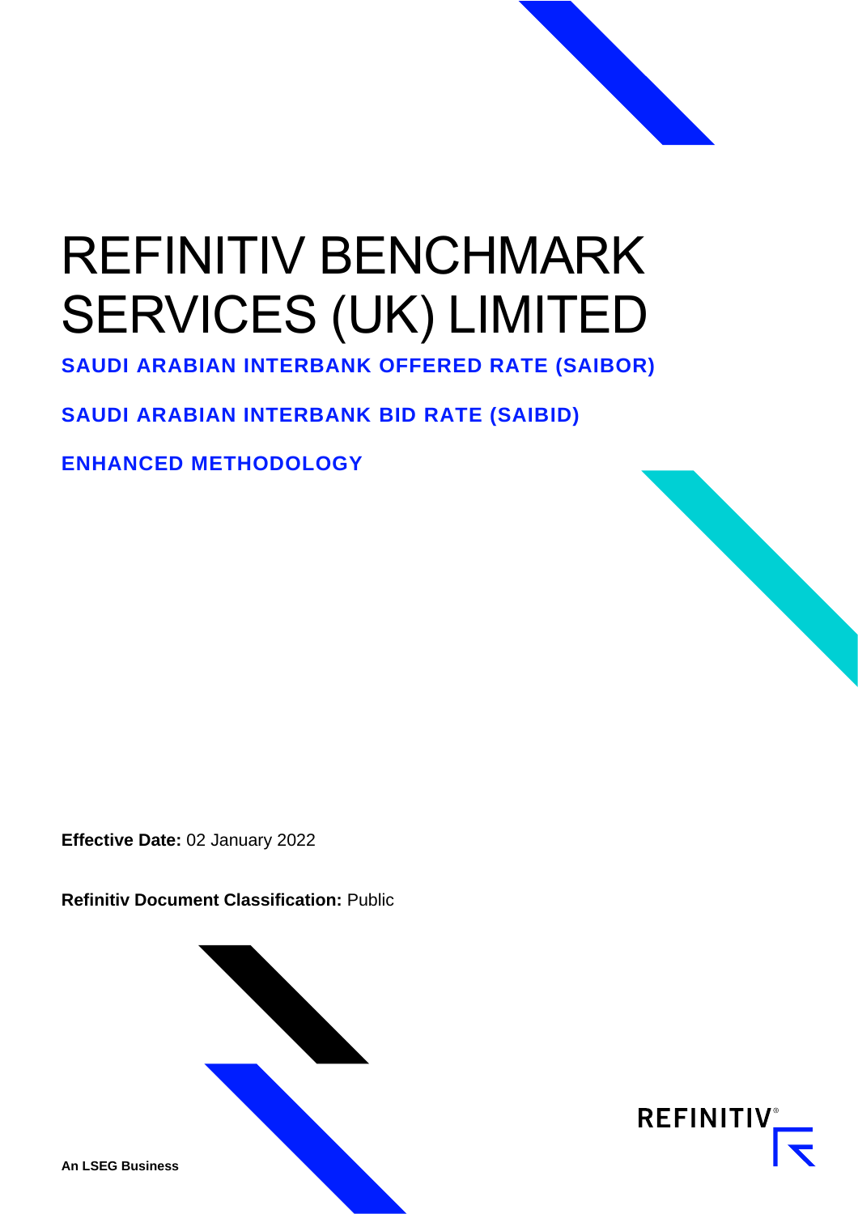# REFINITIV BENCHMARK SERVICES (UK) LIMITED

## SAUDI ARABIAN INTERBANK OFFERED RATE (SAIBOR)

## SAUDI ARABIAN INTERBANK BID RATE (SAIBID)

## ENHANCED METHODOLOGY

**Effective Date:** 02 January 2022

**Refinitiv Document Classification:** Public

**An LSEG Business**

REFINITIV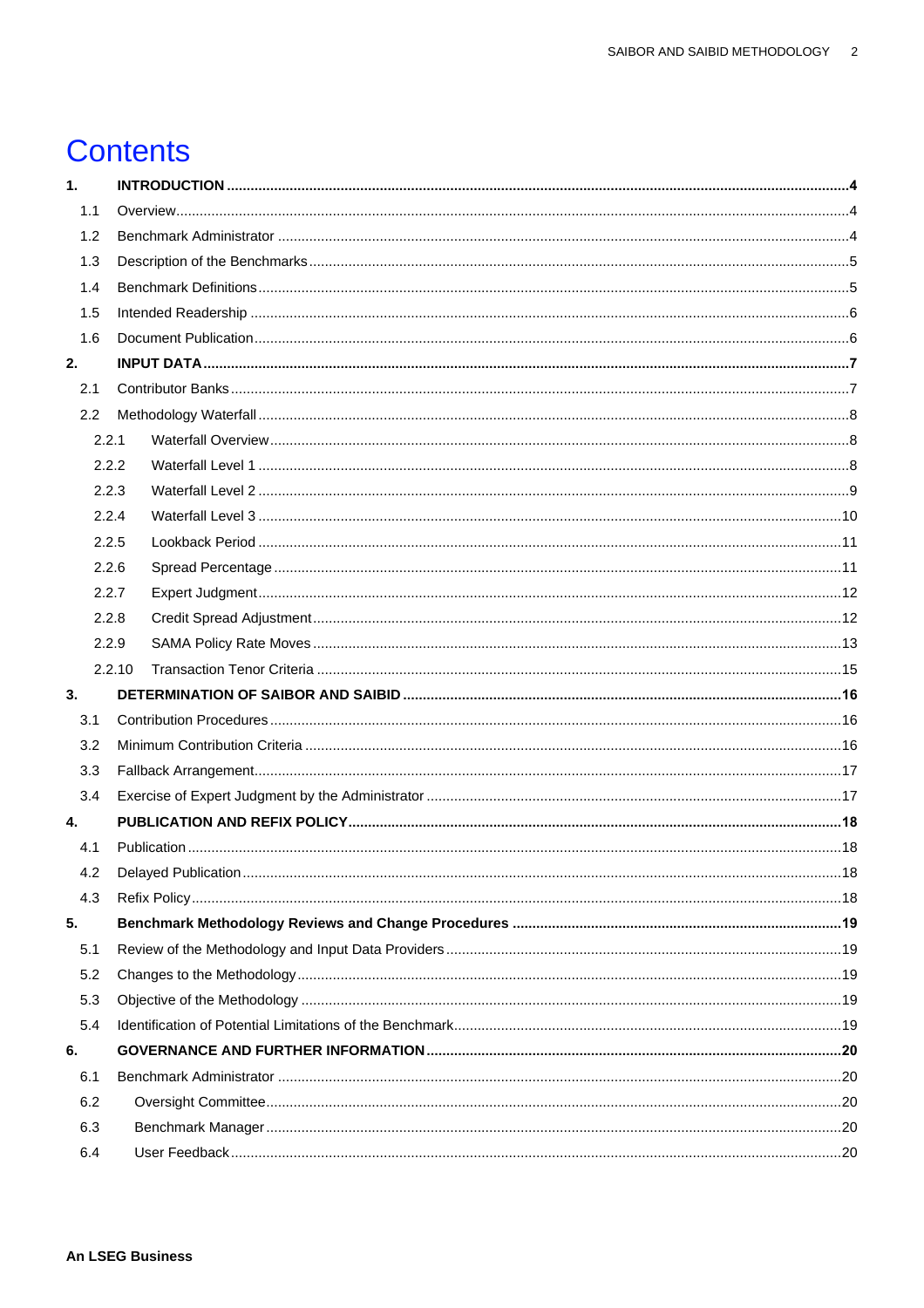# Contents

| | | |
|---|---|---|
| **1.** | **INTRODUCTION** | **4** |
| 1.1 | Overview | 4 |
| 1.2 | Benchmark Administrator | 4 |
| 1.3 | Description of the Benchmarks | 5 |
| 1.4 | Benchmark Definitions | 5 |
| 1.5 | Intended Readership | 6 |
| 1.6 | Document Publication | 6 |
| **2.** | **INPUT DATA** | **7** |
| 2.1 | Contributor Banks | 7 |
| 2.2 | Methodology Waterfall | 8 |
| 2.2.1 | Waterfall Overview | 8 |
| 2.2.2 | Waterfall Level 1 | 8 |
| 2.2.3 | Waterfall Level 2 | 9 |
| 2.2.4 | Waterfall Level 3 | 10 |
| 2.2.5 | Lookback Period | 11 |
| 2.2.6 | Spread Percentage | 11 |
| 2.2.7 | Expert Judgment | 12 |
| 2.2.8 | Credit Spread Adjustment | 12 |
| 2.2.9 | SAMA Policy Rate Moves | 13 |
| 2.2.10 | Transaction Tenor Criteria | 15 |
| **3.** | **DETERMINATION OF SAIBOR AND SAIBID** | **16** |
| 3.1 | Contribution Procedures | 16 |
| 3.2 | Minimum Contribution Criteria | 16 |
| 3.3 | Fallback Arrangement | 17 |
| 3.4 | Exercise of Expert Judgment by the Administrator | 17 |
| **4.** | **PUBLICATION AND REFIX POLICY** | **18** |
| 4.1 | Publication | 18 |
| 4.2 | Delayed Publication | 18 |
| 4.3 | Refix Policy | 18 |
| **5.** | **Benchmark Methodology Reviews and Change Procedures** | **19** |
| 5.1 | Review of the Methodology and Input Data Providers | 19 |
| 5.2 | Changes to the Methodology | 19 |
| 5.3 | Objective of the Methodology | 19 |
| 5.4 | Identification of Potential Limitations of the Benchmark | 19 |
| **6.** | **GOVERNANCE AND FURTHER INFORMATION** | **20** |
| 6.1 | Benchmark Administrator | 20 |
| 6.2 | Oversight Committee | 20 |
| 6.3 | Benchmark Manager | 20 |
| 6.4 | User Feedback | 20 |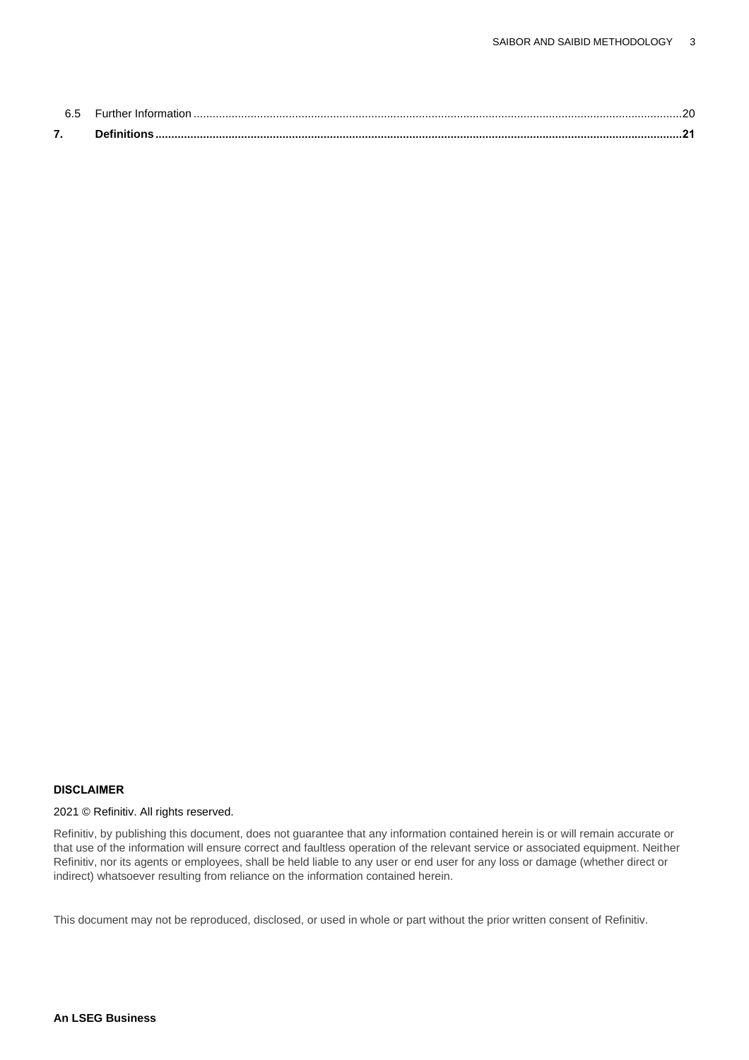6.5 Further Information .......................................................................................................................................................20

**7. Definitions ..................................................................................................................................................................21**

**DISCLAIMER**

2021 © Refinitiv. All rights reserved.

Refinitiv, by publishing this document, does not guarantee that any information contained herein is or will remain accurate or that use of the information will ensure correct and faultless operation of the relevant service or associated equipment. Neither Refinitiv, nor its agents or employees, shall be held liable to any user or end user for any loss or damage (whether direct or indirect) whatsoever resulting from reliance on the information contained herein.

This document may not be reproduced, disclosed, or used in whole or part without the prior written consent of Refinitiv.

**An LSEG Business**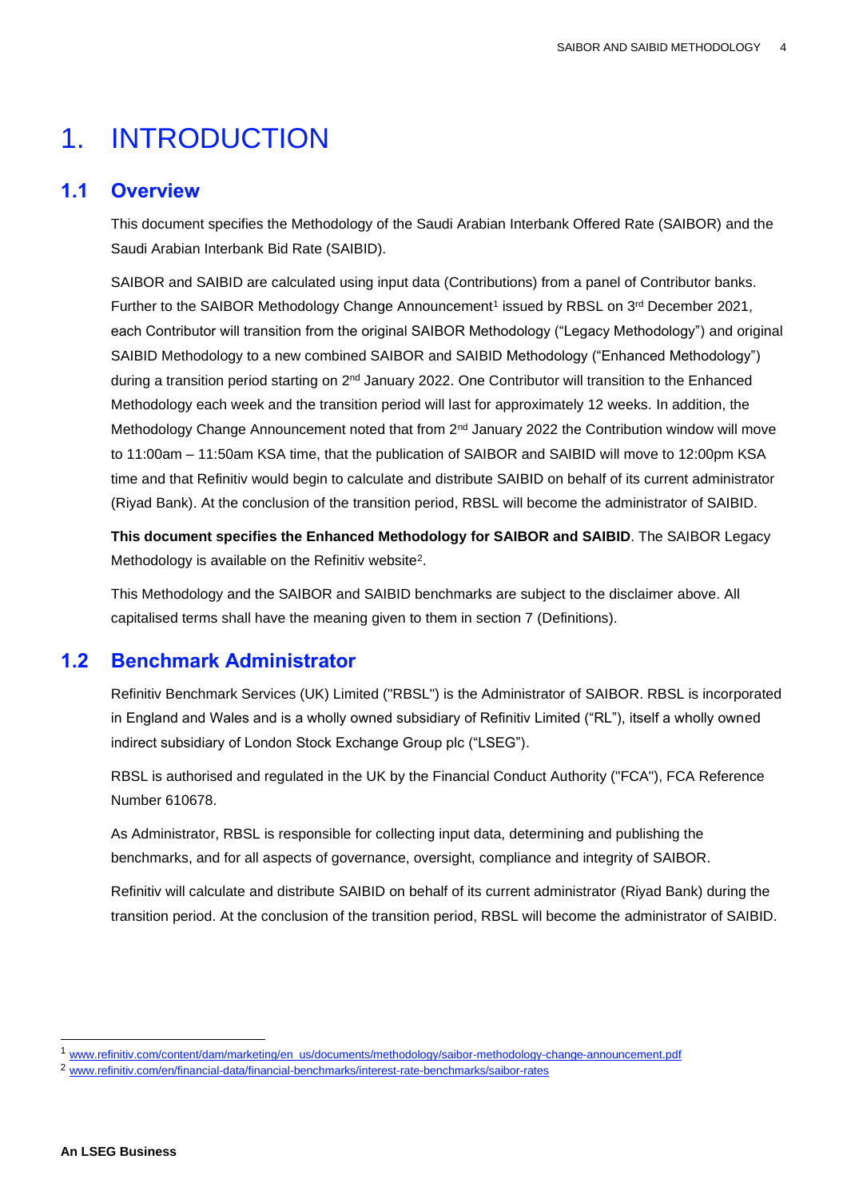# 1. INTRODUCTION

## 1.1 Overview

This document specifies the Methodology of the Saudi Arabian Interbank Offered Rate (SAIBOR) and the Saudi Arabian Interbank Bid Rate (SAIBID).

SAIBOR and SAIBID are calculated using input data (Contributions) from a panel of Contributor banks. Further to the SAIBOR Methodology Change Announcement[1] issued by RBSL on 3rd December 2021, each Contributor will transition from the original SAIBOR Methodology ("Legacy Methodology") and original SAIBID Methodology to a new combined SAIBOR and SAIBID Methodology ("Enhanced Methodology") during a transition period starting on 2nd January 2022. One Contributor will transition to the Enhanced Methodology each week and the transition period will last for approximately 12 weeks. In addition, the Methodology Change Announcement noted that from 2nd January 2022 the Contribution window will move to 11:00am – 11:50am KSA time, that the publication of SAIBOR and SAIBID will move to 12:00pm KSA time and that Refinitiv would begin to calculate and distribute SAIBID on behalf of its current administrator (Riyad Bank). At the conclusion of the transition period, RBSL will become the administrator of SAIBID.

**This document specifies the Enhanced Methodology for SAIBOR and SAIBID**. The SAIBOR Legacy Methodology is available on the Refinitiv website[2].

This Methodology and the SAIBOR and SAIBID benchmarks are subject to the disclaimer above. All capitalised terms shall have the meaning given to them in section 7 (Definitions).

## 1.2 Benchmark Administrator

Refinitiv Benchmark Services (UK) Limited ("RBSL") is the Administrator of SAIBOR. RBSL is incorporated in England and Wales and is a wholly owned subsidiary of Refinitiv Limited ("RL"), itself a wholly owned indirect subsidiary of London Stock Exchange Group plc ("LSEG").

RBSL is authorised and regulated in the UK by the Financial Conduct Authority ("FCA"), FCA Reference Number 610678.

As Administrator, RBSL is responsible for collecting input data, determining and publishing the benchmarks, and for all aspects of governance, oversight, compliance and integrity of SAIBOR.

Refinitiv will calculate and distribute SAIBID on behalf of its current administrator (Riyad Bank) during the transition period. At the conclusion of the transition period, RBSL will become the administrator of SAIBID.

---

[1] www.refinitiv.com/content/dam/marketing/en_us/documents/methodology/saibor-methodology-change-announcement.pdf

[2] www.refinitiv.com/en/financial-data/financial-benchmarks/interest-rate-benchmarks/saibor-rates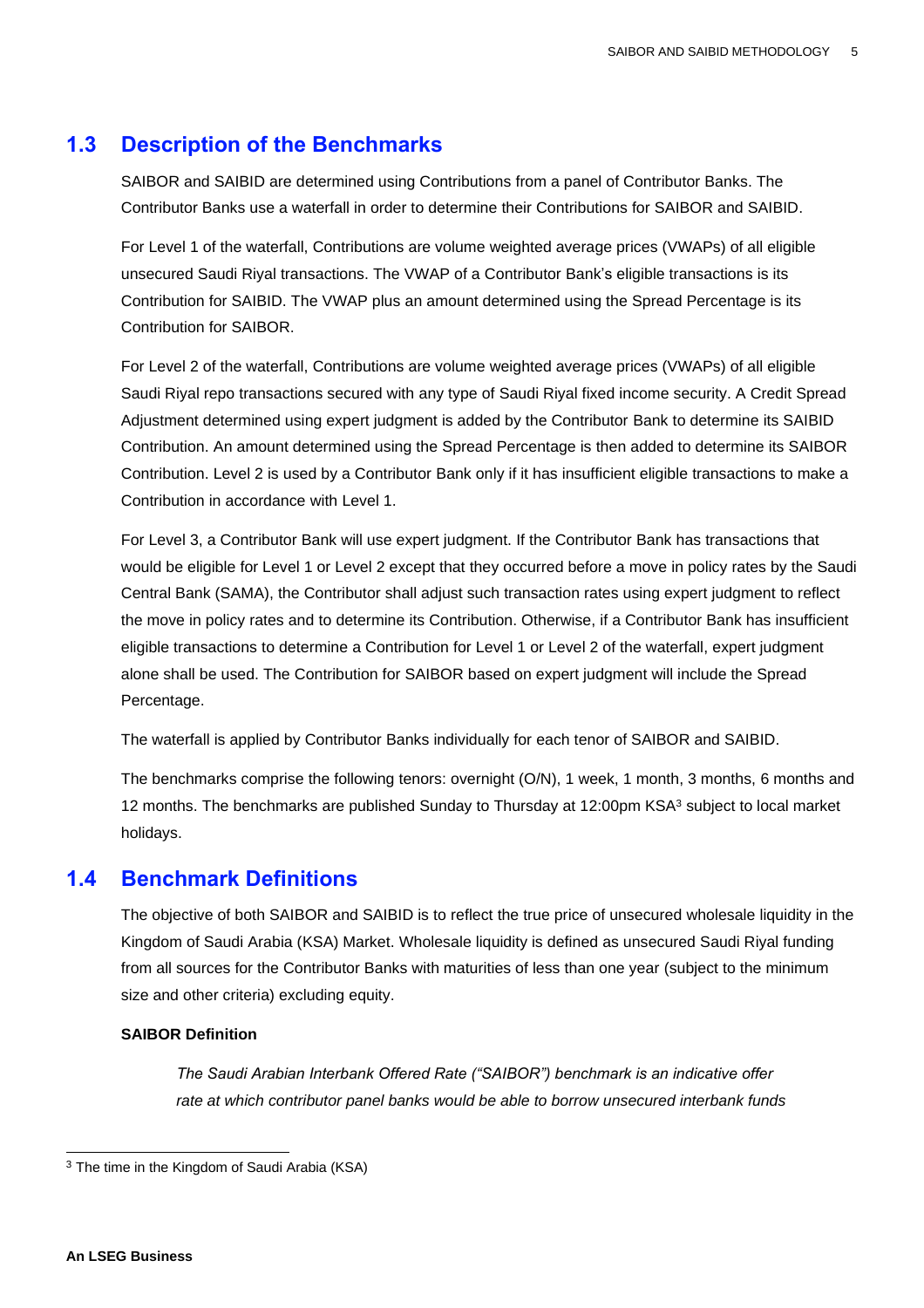## 1.3 Description of the Benchmarks

SAIBOR and SAIBID are determined using Contributions from a panel of Contributor Banks. The Contributor Banks use a waterfall in order to determine their Contributions for SAIBOR and SAIBID.

For Level 1 of the waterfall, Contributions are volume weighted average prices (VWAPs) of all eligible unsecured Saudi Riyal transactions. The VWAP of a Contributor Bank's eligible transactions is its Contribution for SAIBID. The VWAP plus an amount determined using the Spread Percentage is its Contribution for SAIBOR.

For Level 2 of the waterfall, Contributions are volume weighted average prices (VWAPs) of all eligible Saudi Riyal repo transactions secured with any type of Saudi Riyal fixed income security. A Credit Spread Adjustment determined using expert judgment is added by the Contributor Bank to determine its SAIBID Contribution. An amount determined using the Spread Percentage is then added to determine its SAIBOR Contribution. Level 2 is used by a Contributor Bank only if it has insufficient eligible transactions to make a Contribution in accordance with Level 1.

For Level 3, a Contributor Bank will use expert judgment. If the Contributor Bank has transactions that would be eligible for Level 1 or Level 2 except that they occurred before a move in policy rates by the Saudi Central Bank (SAMA), the Contributor shall adjust such transaction rates using expert judgment to reflect the move in policy rates and to determine its Contribution. Otherwise, if a Contributor Bank has insufficient eligible transactions to determine a Contribution for Level 1 or Level 2 of the waterfall, expert judgment alone shall be used. The Contribution for SAIBOR based on expert judgment will include the Spread Percentage.

The waterfall is applied by Contributor Banks individually for each tenor of SAIBOR and SAIBID.

The benchmarks comprise the following tenors: overnight (O/N), 1 week, 1 month, 3 months, 6 months and 12 months. The benchmarks are published Sunday to Thursday at 12:00pm KSA[3] subject to local market holidays.

## 1.4 Benchmark Definitions

The objective of both SAIBOR and SAIBID is to reflect the true price of unsecured wholesale liquidity in the Kingdom of Saudi Arabia (KSA) Market. Wholesale liquidity is defined as unsecured Saudi Riyal funding from all sources for the Contributor Banks with maturities of less than one year (subject to the minimum size and other criteria) excluding equity.

**SAIBOR Definition**

> *The Saudi Arabian Interbank Offered Rate ("SAIBOR") benchmark is an indicative offer rate at which contributor panel banks would be able to borrow unsecured interbank funds*

[3] The time in the Kingdom of Saudi Arabia (KSA)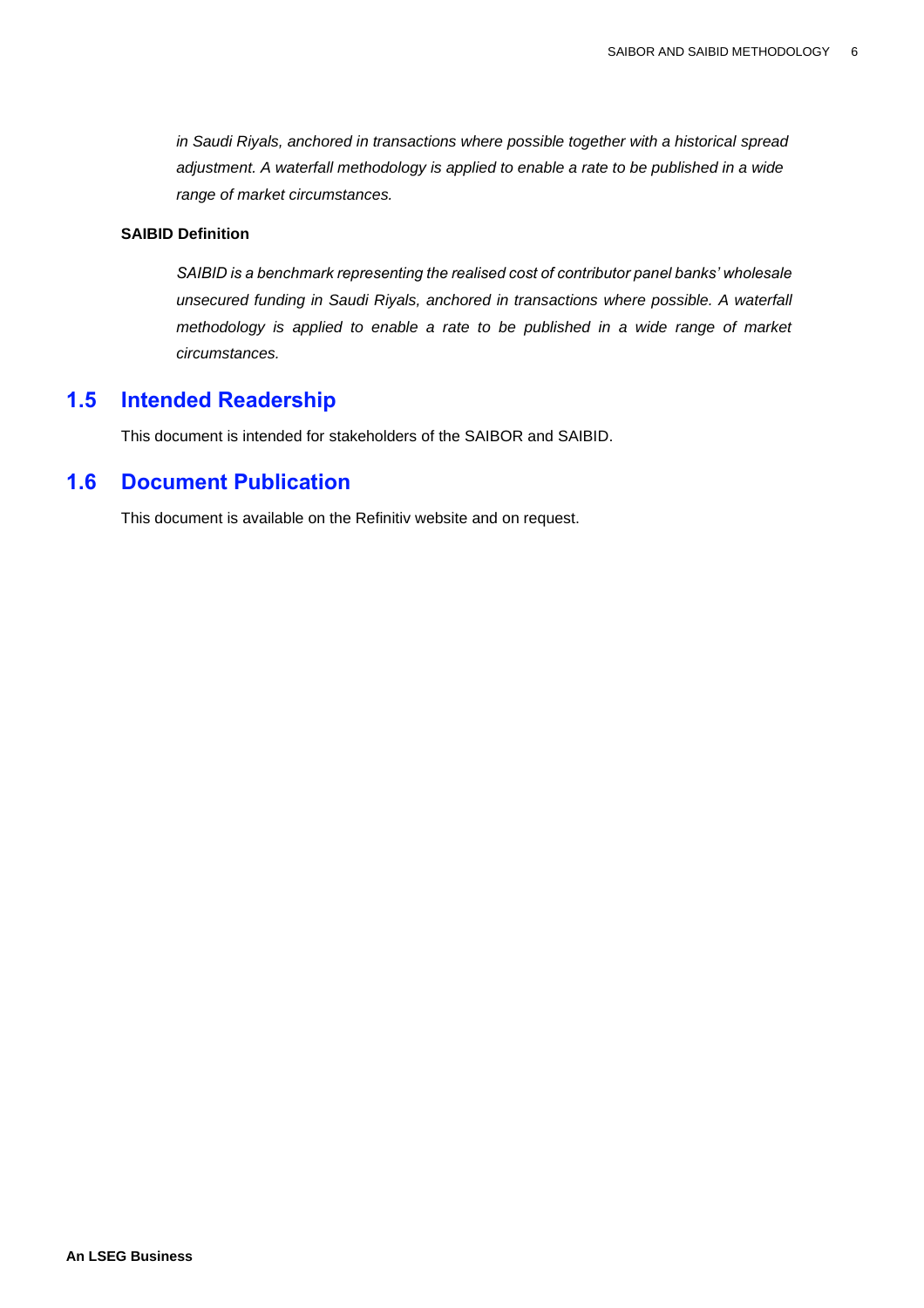*in Saudi Riyals, anchored in transactions where possible together with a historical spread adjustment. A waterfall methodology is applied to enable a rate to be published in a wide range of market circumstances.*

**SAIBID Definition**

*SAIBID is a benchmark representing the realised cost of contributor panel banks' wholesale unsecured funding in Saudi Riyals, anchored in transactions where possible. A waterfall methodology is applied to enable a rate to be published in a wide range of market circumstances.*

## 1.5 Intended Readership

This document is intended for stakeholders of the SAIBOR and SAIBID.

## 1.6 Document Publication

This document is available on the Refinitiv website and on request.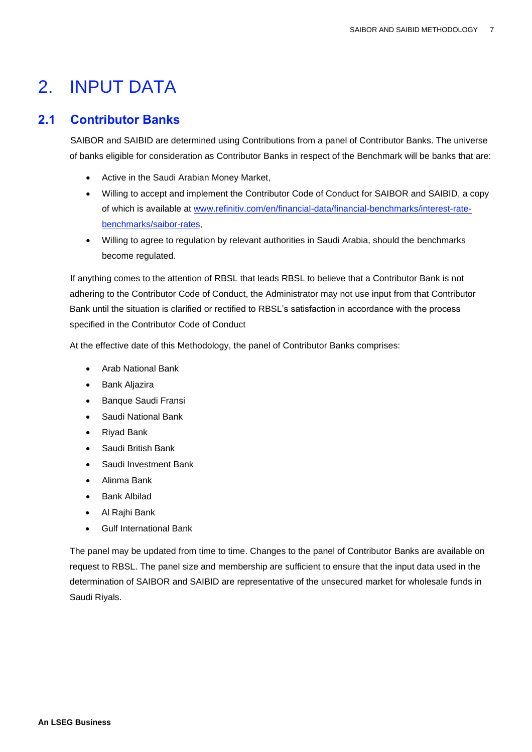# 2. INPUT DATA

## 2.1 Contributor Banks

SAIBOR and SAIBID are determined using Contributions from a panel of Contributor Banks. The universe of banks eligible for consideration as Contributor Banks in respect of the Benchmark will be banks that are:

- Active in the Saudi Arabian Money Market,
- Willing to accept and implement the Contributor Code of Conduct for SAIBOR and SAIBID, a copy of which is available at [www.refinitiv.com/en/financial-data/financial-benchmarks/interest-rate-benchmarks/saibor-rates](www.refinitiv.com/en/financial-data/financial-benchmarks/interest-rate-benchmarks/saibor-rates),
- Willing to agree to regulation by relevant authorities in Saudi Arabia, should the benchmarks become regulated.

If anything comes to the attention of RBSL that leads RBSL to believe that a Contributor Bank is not adhering to the Contributor Code of Conduct, the Administrator may not use input from that Contributor Bank until the situation is clarified or rectified to RBSL's satisfaction in accordance with the process specified in the Contributor Code of Conduct

At the effective date of this Methodology, the panel of Contributor Banks comprises:

- Arab National Bank
- Bank Aljazira
- Banque Saudi Fransi
- Saudi National Bank
- Riyad Bank
- Saudi British Bank
- Saudi Investment Bank
- Alinma Bank
- Bank Albilad
- Al Rajhi Bank
- Gulf International Bank

The panel may be updated from time to time. Changes to the panel of Contributor Banks are available on request to RBSL. The panel size and membership are sufficient to ensure that the input data used in the determination of SAIBOR and SAIBID are representative of the unsecured market for wholesale funds in Saudi Riyals.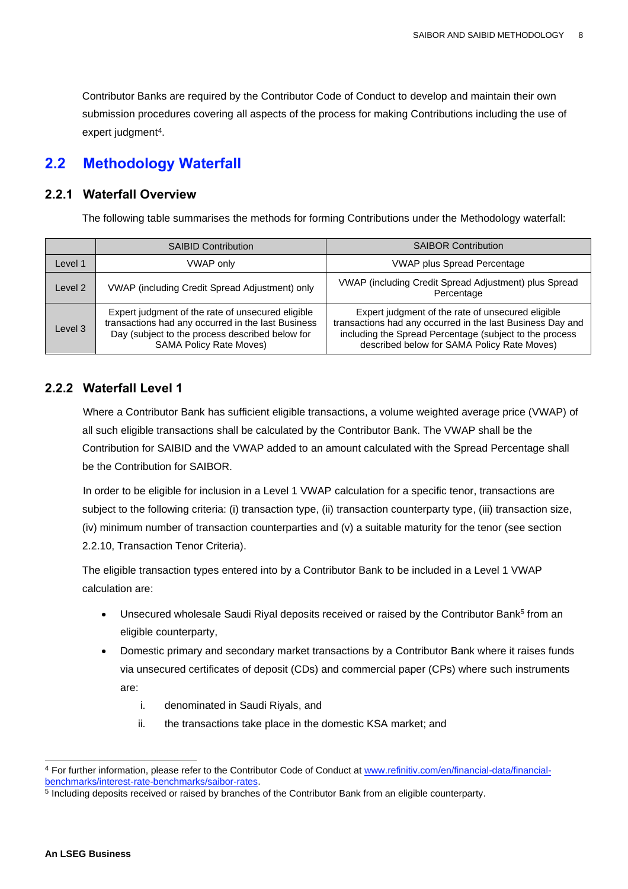Contributor Banks are required by the Contributor Code of Conduct to develop and maintain their own submission procedures covering all aspects of the process for making Contributions including the use of expert judgment[4].

## 2.2 Methodology Waterfall

### 2.2.1 Waterfall Overview

The following table summarises the methods for forming Contributions under the Methodology waterfall:

| | SAIBID Contribution | SAIBOR Contribution |
|---|---|---|
| Level 1 | VWAP only | VWAP plus Spread Percentage |
| Level 2 | VWAP (including Credit Spread Adjustment) only | VWAP (including Credit Spread Adjustment) plus Spread Percentage |
| Level 3 | Expert judgment of the rate of unsecured eligible transactions had any occurred in the last Business Day (subject to the process described below for SAMA Policy Rate Moves) | Expert judgment of the rate of unsecured eligible transactions had any occurred in the last Business Day and including the Spread Percentage (subject to the process described below for SAMA Policy Rate Moves) |

### 2.2.2 Waterfall Level 1

Where a Contributor Bank has sufficient eligible transactions, a volume weighted average price (VWAP) of all such eligible transactions shall be calculated by the Contributor Bank. The VWAP shall be the Contribution for SAIBID and the VWAP added to an amount calculated with the Spread Percentage shall be the Contribution for SAIBOR.

In order to be eligible for inclusion in a Level 1 VWAP calculation for a specific tenor, transactions are subject to the following criteria: (i) transaction type, (ii) transaction counterparty type, (iii) transaction size, (iv) minimum number of transaction counterparties and (v) a suitable maturity for the tenor (see section 2.2.10, Transaction Tenor Criteria).

The eligible transaction types entered into by a Contributor Bank to be included in a Level 1 VWAP calculation are:

- Unsecured wholesale Saudi Riyal deposits received or raised by the Contributor Bank[5] from an eligible counterparty,
- Domestic primary and secondary market transactions by a Contributor Bank where it raises funds via unsecured certificates of deposit (CDs) and commercial paper (CPs) where such instruments are:
    i. denominated in Saudi Riyals, and
    ii. the transactions take place in the domestic KSA market; and

---

[4] For further information, please refer to the Contributor Code of Conduct at www.refinitiv.com/en/financial-data/financial-benchmarks/interest-rate-benchmarks/saibor-rates.

[5] Including deposits received or raised by branches of the Contributor Bank from an eligible counterparty.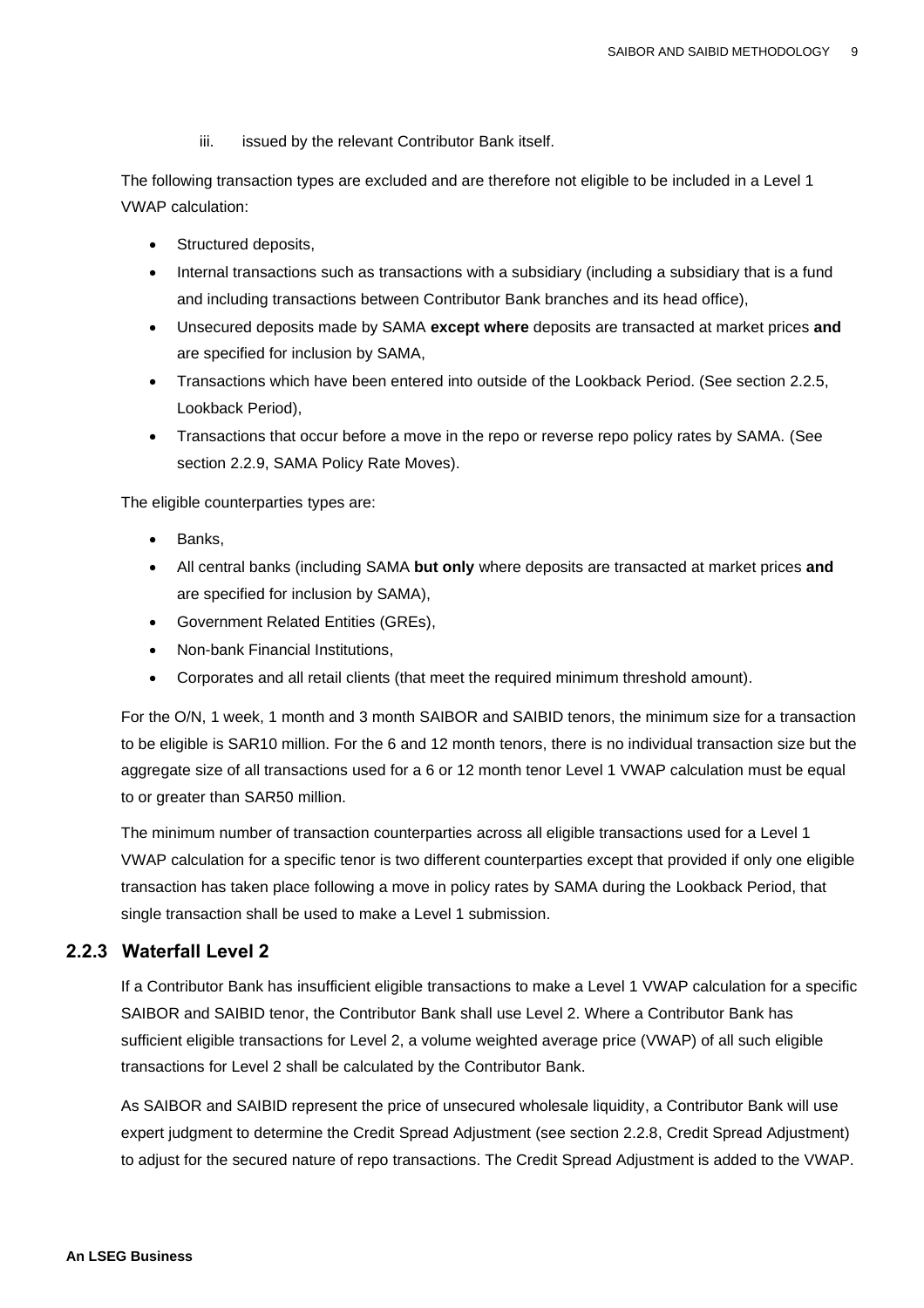iii. issued by the relevant Contributor Bank itself.

The following transaction types are excluded and are therefore not eligible to be included in a Level 1 VWAP calculation:

- Structured deposits,
- Internal transactions such as transactions with a subsidiary (including a subsidiary that is a fund and including transactions between Contributor Bank branches and its head office),
- Unsecured deposits made by SAMA **except where** deposits are transacted at market prices **and** are specified for inclusion by SAMA,
- Transactions which have been entered into outside of the Lookback Period. (See section 2.2.5, Lookback Period),
- Transactions that occur before a move in the repo or reverse repo policy rates by SAMA. (See section 2.2.9, SAMA Policy Rate Moves).

The eligible counterparties types are:

- Banks,
- All central banks (including SAMA **but only** where deposits are transacted at market prices **and** are specified for inclusion by SAMA),
- Government Related Entities (GREs),
- Non-bank Financial Institutions,
- Corporates and all retail clients (that meet the required minimum threshold amount).

For the O/N, 1 week, 1 month and 3 month SAIBOR and SAIBID tenors, the minimum size for a transaction to be eligible is SAR10 million. For the 6 and 12 month tenors, there is no individual transaction size but the aggregate size of all transactions used for a 6 or 12 month tenor Level 1 VWAP calculation must be equal to or greater than SAR50 million.

The minimum number of transaction counterparties across all eligible transactions used for a Level 1 VWAP calculation for a specific tenor is two different counterparties except that provided if only one eligible transaction has taken place following a move in policy rates by SAMA during the Lookback Period, that single transaction shall be used to make a Level 1 submission.

### 2.2.3 Waterfall Level 2

If a Contributor Bank has insufficient eligible transactions to make a Level 1 VWAP calculation for a specific SAIBOR and SAIBID tenor, the Contributor Bank shall use Level 2. Where a Contributor Bank has sufficient eligible transactions for Level 2, a volume weighted average price (VWAP) of all such eligible transactions for Level 2 shall be calculated by the Contributor Bank.

As SAIBOR and SAIBID represent the price of unsecured wholesale liquidity, a Contributor Bank will use expert judgment to determine the Credit Spread Adjustment (see section 2.2.8, Credit Spread Adjustment) to adjust for the secured nature of repo transactions. The Credit Spread Adjustment is added to the VWAP.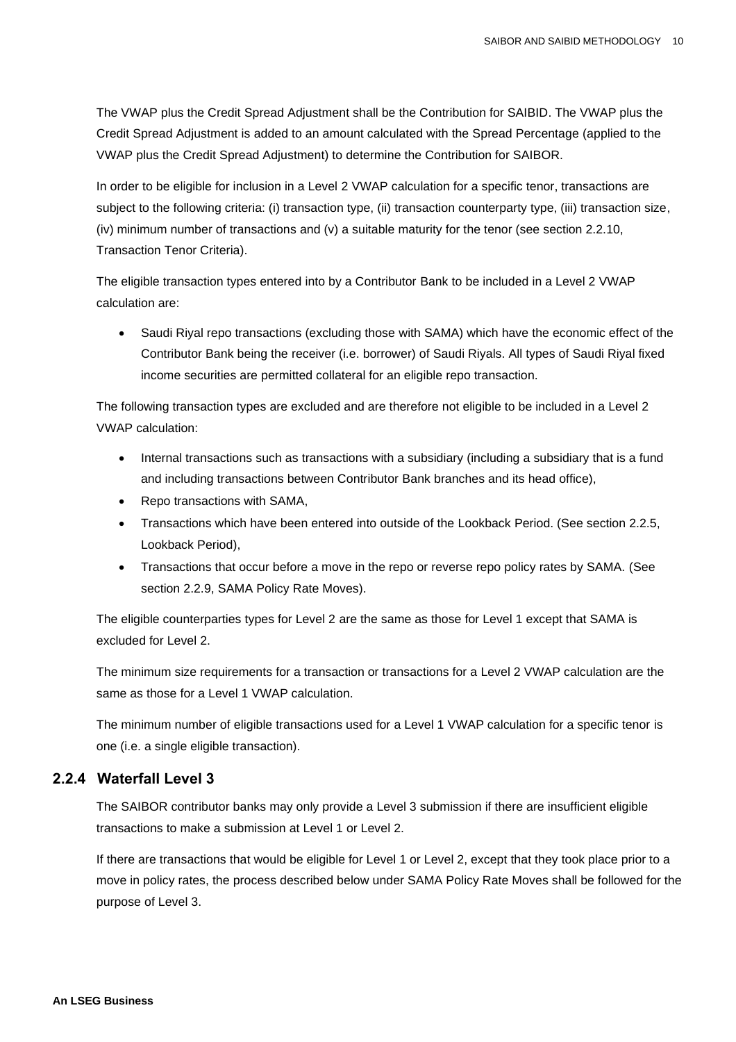The VWAP plus the Credit Spread Adjustment shall be the Contribution for SAIBID. The VWAP plus the Credit Spread Adjustment is added to an amount calculated with the Spread Percentage (applied to the VWAP plus the Credit Spread Adjustment) to determine the Contribution for SAIBOR.

In order to be eligible for inclusion in a Level 2 VWAP calculation for a specific tenor, transactions are subject to the following criteria: (i) transaction type, (ii) transaction counterparty type, (iii) transaction size, (iv) minimum number of transactions and (v) a suitable maturity for the tenor (see section 2.2.10, Transaction Tenor Criteria).

The eligible transaction types entered into by a Contributor Bank to be included in a Level 2 VWAP calculation are:

- Saudi Riyal repo transactions (excluding those with SAMA) which have the economic effect of the Contributor Bank being the receiver (i.e. borrower) of Saudi Riyals. All types of Saudi Riyal fixed income securities are permitted collateral for an eligible repo transaction.

The following transaction types are excluded and are therefore not eligible to be included in a Level 2 VWAP calculation:

- Internal transactions such as transactions with a subsidiary (including a subsidiary that is a fund and including transactions between Contributor Bank branches and its head office),
- Repo transactions with SAMA,
- Transactions which have been entered into outside of the Lookback Period. (See section 2.2.5, Lookback Period),
- Transactions that occur before a move in the repo or reverse repo policy rates by SAMA. (See section 2.2.9, SAMA Policy Rate Moves).

The eligible counterparties types for Level 2 are the same as those for Level 1 except that SAMA is excluded for Level 2.

The minimum size requirements for a transaction or transactions for a Level 2 VWAP calculation are the same as those for a Level 1 VWAP calculation.

The minimum number of eligible transactions used for a Level 1 VWAP calculation for a specific tenor is one (i.e. a single eligible transaction).

### 2.2.4 Waterfall Level 3

The SAIBOR contributor banks may only provide a Level 3 submission if there are insufficient eligible transactions to make a submission at Level 1 or Level 2.

If there are transactions that would be eligible for Level 1 or Level 2, except that they took place prior to a move in policy rates, the process described below under SAMA Policy Rate Moves shall be followed for the purpose of Level 3.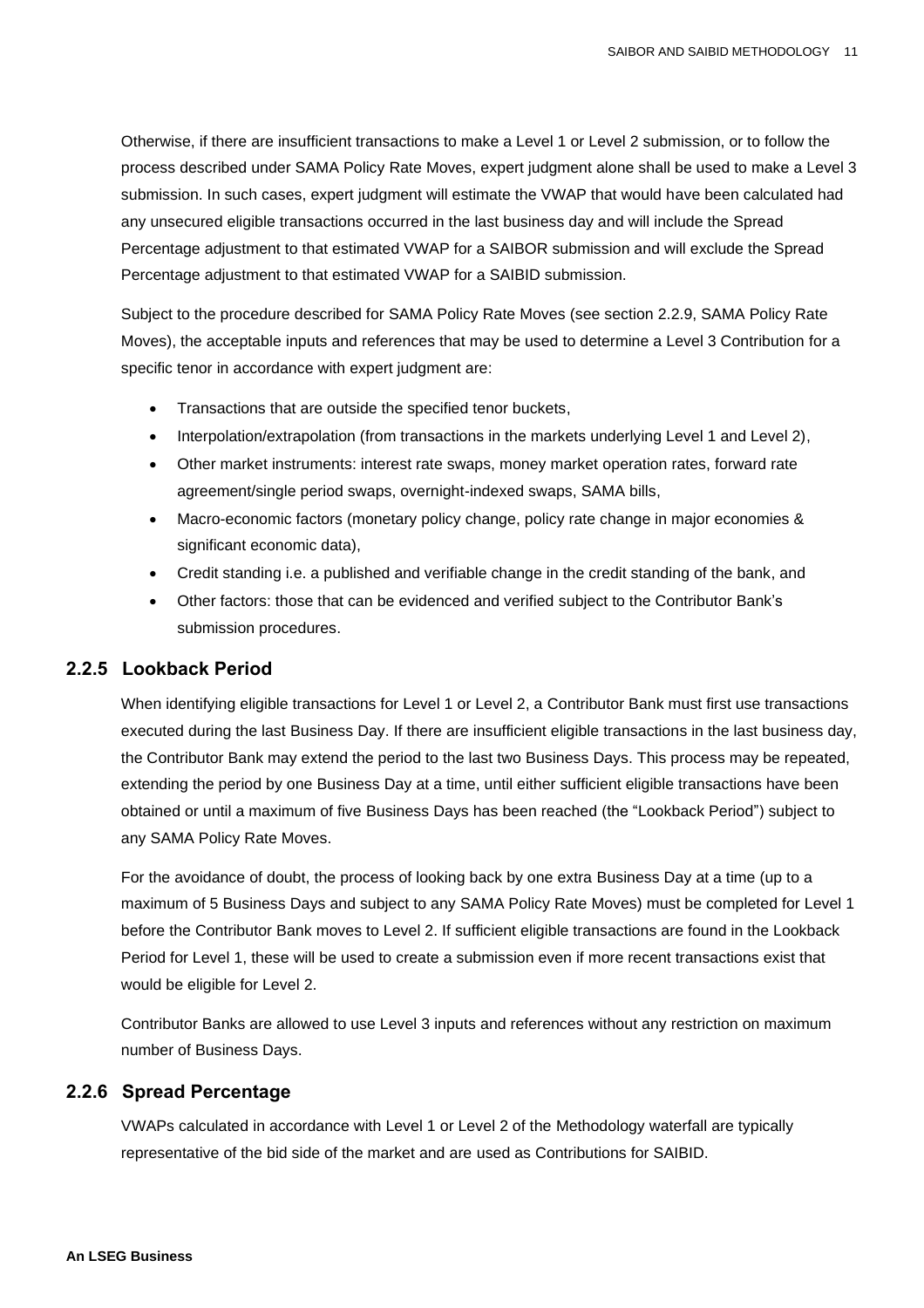Otherwise, if there are insufficient transactions to make a Level 1 or Level 2 submission, or to follow the process described under SAMA Policy Rate Moves, expert judgment alone shall be used to make a Level 3 submission. In such cases, expert judgment will estimate the VWAP that would have been calculated had any unsecured eligible transactions occurred in the last business day and will include the Spread Percentage adjustment to that estimated VWAP for a SAIBOR submission and will exclude the Spread Percentage adjustment to that estimated VWAP for a SAIBID submission.

Subject to the procedure described for SAMA Policy Rate Moves (see section 2.2.9, SAMA Policy Rate Moves), the acceptable inputs and references that may be used to determine a Level 3 Contribution for a specific tenor in accordance with expert judgment are:

- Transactions that are outside the specified tenor buckets,
- Interpolation/extrapolation (from transactions in the markets underlying Level 1 and Level 2),
- Other market instruments: interest rate swaps, money market operation rates, forward rate agreement/single period swaps, overnight-indexed swaps, SAMA bills,
- Macro-economic factors (monetary policy change, policy rate change in major economies & significant economic data),
- Credit standing i.e. a published and verifiable change in the credit standing of the bank, and
- Other factors: those that can be evidenced and verified subject to the Contributor Bank's submission procedures.

### 2.2.5 Lookback Period

When identifying eligible transactions for Level 1 or Level 2, a Contributor Bank must first use transactions executed during the last Business Day. If there are insufficient eligible transactions in the last business day, the Contributor Bank may extend the period to the last two Business Days. This process may be repeated, extending the period by one Business Day at a time, until either sufficient eligible transactions have been obtained or until a maximum of five Business Days has been reached (the "Lookback Period") subject to any SAMA Policy Rate Moves.

For the avoidance of doubt, the process of looking back by one extra Business Day at a time (up to a maximum of 5 Business Days and subject to any SAMA Policy Rate Moves) must be completed for Level 1 before the Contributor Bank moves to Level 2. If sufficient eligible transactions are found in the Lookback Period for Level 1, these will be used to create a submission even if more recent transactions exist that would be eligible for Level 2.

Contributor Banks are allowed to use Level 3 inputs and references without any restriction on maximum number of Business Days.

### 2.2.6 Spread Percentage

VWAPs calculated in accordance with Level 1 or Level 2 of the Methodology waterfall are typically representative of the bid side of the market and are used as Contributions for SAIBID.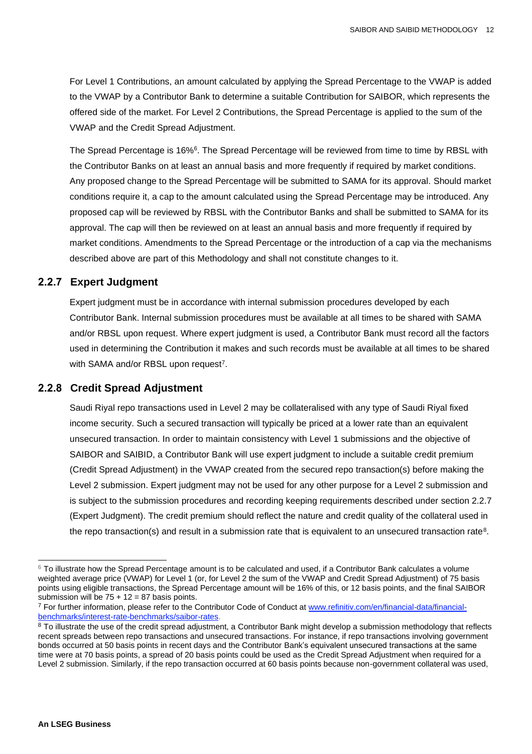For Level 1 Contributions, an amount calculated by applying the Spread Percentage to the VWAP is added to the VWAP by a Contributor Bank to determine a suitable Contribution for SAIBOR, which represents the offered side of the market. For Level 2 Contributions, the Spread Percentage is applied to the sum of the VWAP and the Credit Spread Adjustment.

The Spread Percentage is 16%[6]. The Spread Percentage will be reviewed from time to time by RBSL with the Contributor Banks on at least an annual basis and more frequently if required by market conditions. Any proposed change to the Spread Percentage will be submitted to SAMA for its approval. Should market conditions require it, a cap to the amount calculated using the Spread Percentage may be introduced. Any proposed cap will be reviewed by RBSL with the Contributor Banks and shall be submitted to SAMA for its approval. The cap will then be reviewed on at least an annual basis and more frequently if required by market conditions. Amendments to the Spread Percentage or the introduction of a cap via the mechanisms described above are part of this Methodology and shall not constitute changes to it.

### 2.2.7 Expert Judgment

Expert judgment must be in accordance with internal submission procedures developed by each Contributor Bank. Internal submission procedures must be available at all times to be shared with SAMA and/or RBSL upon request. Where expert judgment is used, a Contributor Bank must record all the factors used in determining the Contribution it makes and such records must be available at all times to be shared with SAMA and/or RBSL upon request[7].

### 2.2.8 Credit Spread Adjustment

Saudi Riyal repo transactions used in Level 2 may be collateralised with any type of Saudi Riyal fixed income security. Such a secured transaction will typically be priced at a lower rate than an equivalent unsecured transaction. In order to maintain consistency with Level 1 submissions and the objective of SAIBOR and SAIBID, a Contributor Bank will use expert judgment to include a suitable credit premium (Credit Spread Adjustment) in the VWAP created from the secured repo transaction(s) before making the Level 2 submission. Expert judgment may not be used for any other purpose for a Level 2 submission and is subject to the submission procedures and recording keeping requirements described under section 2.2.7 (Expert Judgment). The credit premium should reflect the nature and credit quality of the collateral used in the repo transaction(s) and result in a submission rate that is equivalent to an unsecured transaction rate[8].

---

[6] To illustrate how the Spread Percentage amount is to be calculated and used, if a Contributor Bank calculates a volume weighted average price (VWAP) for Level 1 (or, for Level 2 the sum of the VWAP and Credit Spread Adjustment) of 75 basis points using eligible transactions, the Spread Percentage amount will be 16% of this, or 12 basis points, and the final SAIBOR submission will be 75 + 12 = 87 basis points.

[7] For further information, please refer to the Contributor Code of Conduct at [www.refinitiv.com/en/financial-data/financial-benchmarks/interest-rate-benchmarks/saibor-rates](www.refinitiv.com/en/financial-data/financial-benchmarks/interest-rate-benchmarks/saibor-rates).

[8] To illustrate the use of the credit spread adjustment, a Contributor Bank might develop a submission methodology that reflects recent spreads between repo transactions and unsecured transactions. For instance, if repo transactions involving government bonds occurred at 50 basis points in recent days and the Contributor Bank's equivalent unsecured transactions at the same time were at 70 basis points, a spread of 20 basis points could be used as the Credit Spread Adjustment when required for a Level 2 submission. Similarly, if the repo transaction occurred at 60 basis points because non-government collateral was used,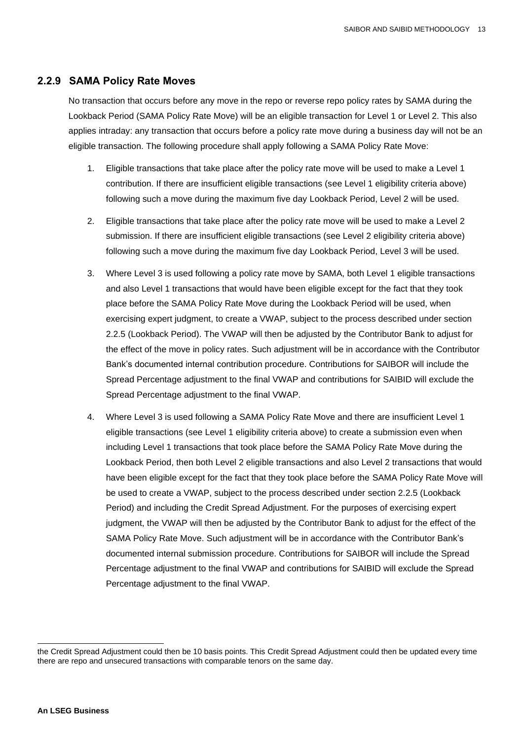### 2.2.9 SAMA Policy Rate Moves

No transaction that occurs before any move in the repo or reverse repo policy rates by SAMA during the Lookback Period (SAMA Policy Rate Move) will be an eligible transaction for Level 1 or Level 2. This also applies intraday: any transaction that occurs before a policy rate move during a business day will not be an eligible transaction. The following procedure shall apply following a SAMA Policy Rate Move:

1. Eligible transactions that take place after the policy rate move will be used to make a Level 1 contribution. If there are insufficient eligible transactions (see Level 1 eligibility criteria above) following such a move during the maximum five day Lookback Period, Level 2 will be used.

2. Eligible transactions that take place after the policy rate move will be used to make a Level 2 submission. If there are insufficient eligible transactions (see Level 2 eligibility criteria above) following such a move during the maximum five day Lookback Period, Level 3 will be used.

3. Where Level 3 is used following a policy rate move by SAMA, both Level 1 eligible transactions and also Level 1 transactions that would have been eligible except for the fact that they took place before the SAMA Policy Rate Move during the Lookback Period will be used, when exercising expert judgment, to create a VWAP, subject to the process described under section 2.2.5 (Lookback Period). The VWAP will then be adjusted by the Contributor Bank to adjust for the effect of the move in policy rates. Such adjustment will be in accordance with the Contributor Bank's documented internal contribution procedure. Contributions for SAIBOR will include the Spread Percentage adjustment to the final VWAP and contributions for SAIBID will exclude the Spread Percentage adjustment to the final VWAP.

4. Where Level 3 is used following a SAMA Policy Rate Move and there are insufficient Level 1 eligible transactions (see Level 1 eligibility criteria above) to create a submission even when including Level 1 transactions that took place before the SAMA Policy Rate Move during the Lookback Period, then both Level 2 eligible transactions and also Level 2 transactions that would have been eligible except for the fact that they took place before the SAMA Policy Rate Move will be used to create a VWAP, subject to the process described under section 2.2.5 (Lookback Period) and including the Credit Spread Adjustment. For the purposes of exercising expert judgment, the VWAP will then be adjusted by the Contributor Bank to adjust for the effect of the SAMA Policy Rate Move. Such adjustment will be in accordance with the Contributor Bank's documented internal submission procedure. Contributions for SAIBOR will include the Spread Percentage adjustment to the final VWAP and contributions for SAIBID will exclude the Spread Percentage adjustment to the final VWAP.

---

the Credit Spread Adjustment could then be 10 basis points. This Credit Spread Adjustment could then be updated every time there are repo and unsecured transactions with comparable tenors on the same day.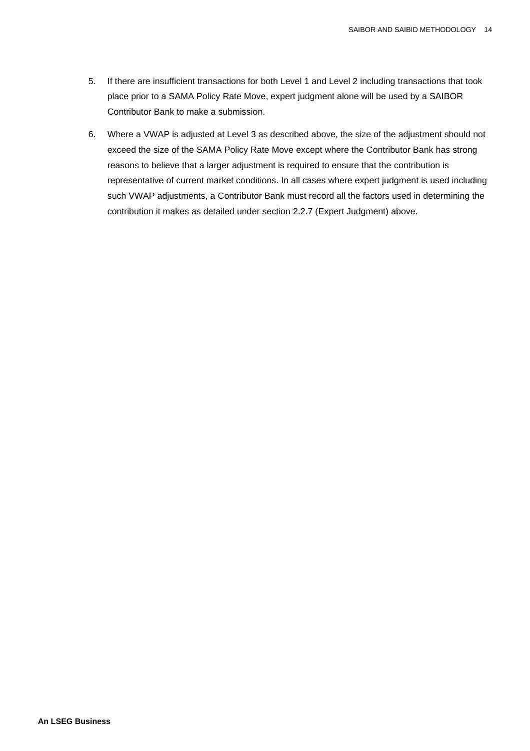5. If there are insufficient transactions for both Level 1 and Level 2 including transactions that took place prior to a SAMA Policy Rate Move, expert judgment alone will be used by a SAIBOR Contributor Bank to make a submission.

6. Where a VWAP is adjusted at Level 3 as described above, the size of the adjustment should not exceed the size of the SAMA Policy Rate Move except where the Contributor Bank has strong reasons to believe that a larger adjustment is required to ensure that the contribution is representative of current market conditions. In all cases where expert judgment is used including such VWAP adjustments, a Contributor Bank must record all the factors used in determining the contribution it makes as detailed under section 2.2.7 (Expert Judgment) above.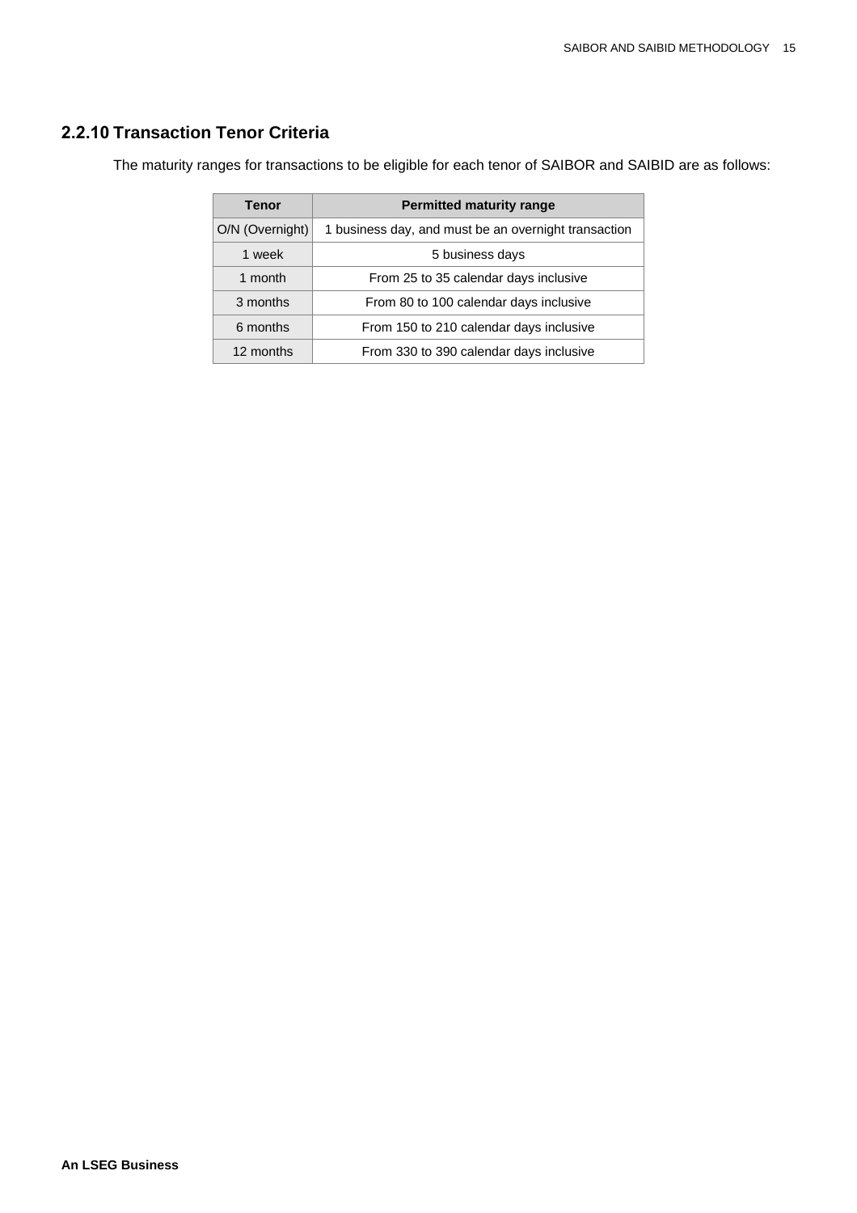### 2.2.10 Transaction Tenor Criteria

The maturity ranges for transactions to be eligible for each tenor of SAIBOR and SAIBID are as follows:

| Tenor | Permitted maturity range |
| --- | --- |
| O/N (Overnight) | 1 business day, and must be an overnight transaction |
| 1 week | 5 business days |
| 1 month | From 25 to 35 calendar days inclusive |
| 3 months | From 80 to 100 calendar days inclusive |
| 6 months | From 150 to 210 calendar days inclusive |
| 12 months | From 330 to 390 calendar days inclusive |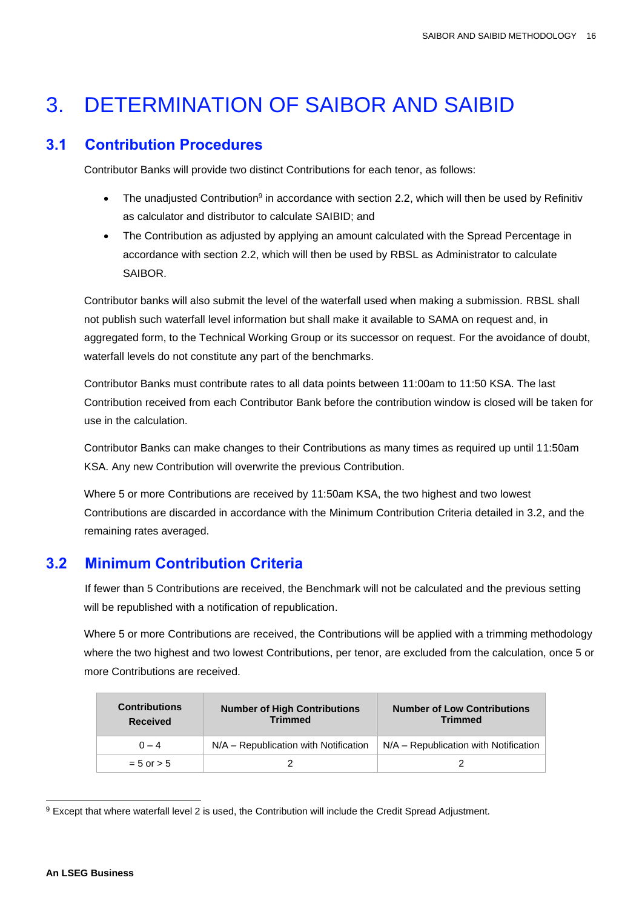# 3. DETERMINATION OF SAIBOR AND SAIBID

## 3.1 Contribution Procedures

Contributor Banks will provide two distinct Contributions for each tenor, as follows:

- The unadjusted Contribution[9] in accordance with section 2.2, which will then be used by Refinitiv as calculator and distributor to calculate SAIBID; and
- The Contribution as adjusted by applying an amount calculated with the Spread Percentage in accordance with section 2.2, which will then be used by RBSL as Administrator to calculate SAIBOR.

Contributor banks will also submit the level of the waterfall used when making a submission. RBSL shall not publish such waterfall level information but shall make it available to SAMA on request and, in aggregated form, to the Technical Working Group or its successor on request. For the avoidance of doubt, waterfall levels do not constitute any part of the benchmarks.

Contributor Banks must contribute rates to all data points between 11:00am to 11:50 KSA. The last Contribution received from each Contributor Bank before the contribution window is closed will be taken for use in the calculation.

Contributor Banks can make changes to their Contributions as many times as required up until 11:50am KSA. Any new Contribution will overwrite the previous Contribution.

Where 5 or more Contributions are received by 11:50am KSA, the two highest and two lowest Contributions are discarded in accordance with the Minimum Contribution Criteria detailed in 3.2, and the remaining rates averaged.

## 3.2 Minimum Contribution Criteria

If fewer than 5 Contributions are received, the Benchmark will not be calculated and the previous setting will be republished with a notification of republication.

Where 5 or more Contributions are received, the Contributions will be applied with a trimming methodology where the two highest and two lowest Contributions, per tenor, are excluded from the calculation, once 5 or more Contributions are received.

| Contributions Received | Number of High Contributions Trimmed | Number of Low Contributions Trimmed |
|---|---|---|
| 0 – 4 | N/A – Republication with Notification | N/A – Republication with Notification |
| = 5 or > 5 | 2 | 2 |

[9] Except that where waterfall level 2 is used, the Contribution will include the Credit Spread Adjustment.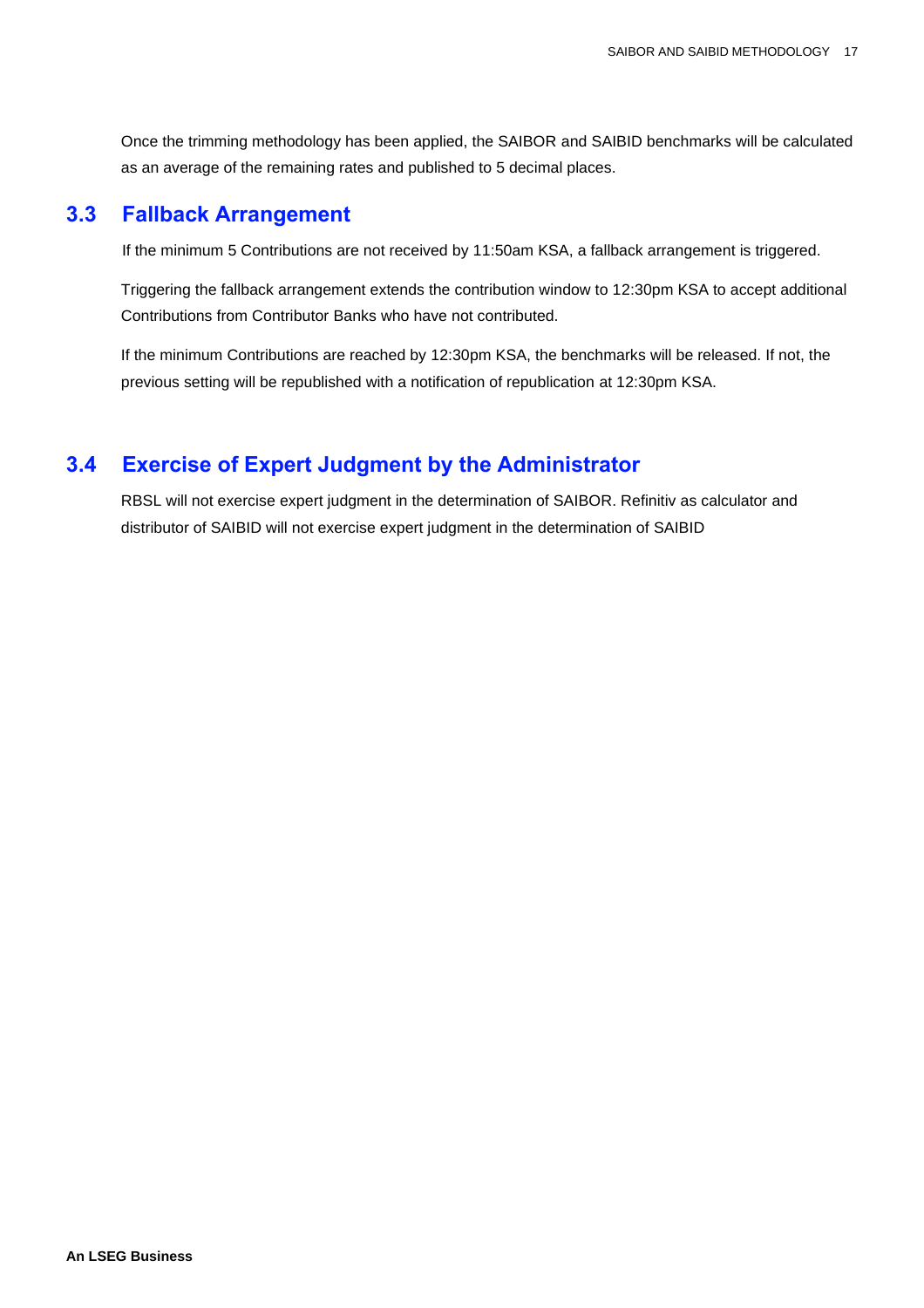Once the trimming methodology has been applied, the SAIBOR and SAIBID benchmarks will be calculated as an average of the remaining rates and published to 5 decimal places.

## 3.3 Fallback Arrangement

If the minimum 5 Contributions are not received by 11:50am KSA, a fallback arrangement is triggered.

Triggering the fallback arrangement extends the contribution window to 12:30pm KSA to accept additional Contributions from Contributor Banks who have not contributed.

If the minimum Contributions are reached by 12:30pm KSA, the benchmarks will be released. If not, the previous setting will be republished with a notification of republication at 12:30pm KSA.

## 3.4 Exercise of Expert Judgment by the Administrator

RBSL will not exercise expert judgment in the determination of SAIBOR. Refinitiv as calculator and distributor of SAIBID will not exercise expert judgment in the determination of SAIBID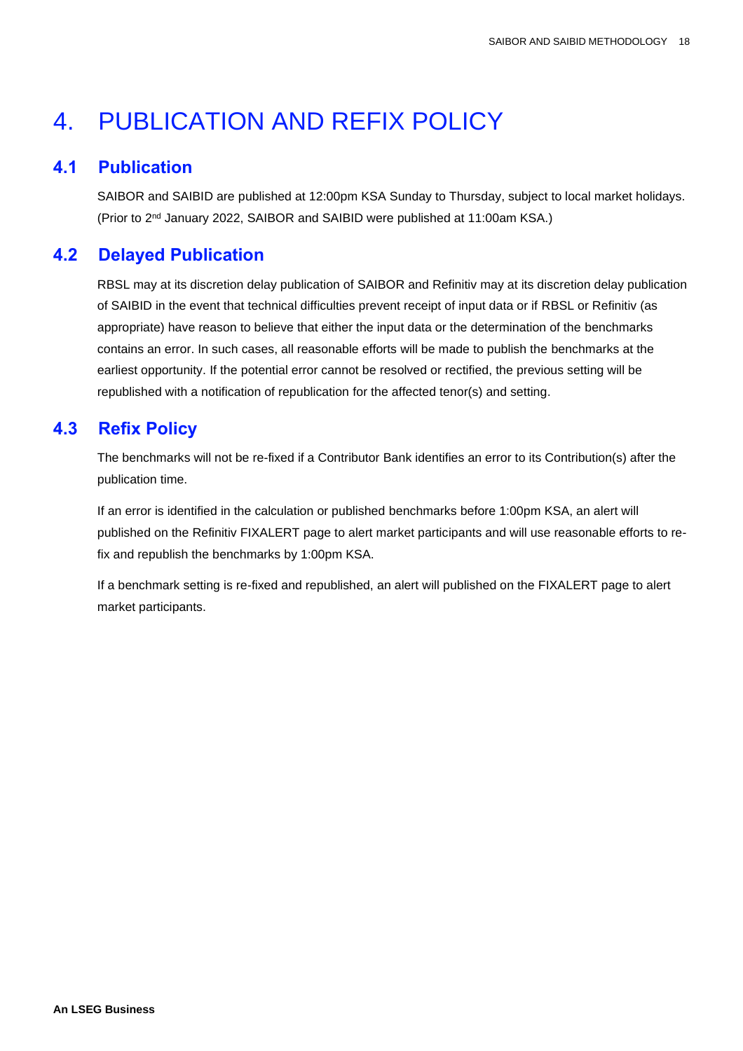# 4. PUBLICATION AND REFIX POLICY

## 4.1 Publication

SAIBOR and SAIBID are published at 12:00pm KSA Sunday to Thursday, subject to local market holidays. (Prior to 2nd January 2022, SAIBOR and SAIBID were published at 11:00am KSA.)

## 4.2 Delayed Publication

RBSL may at its discretion delay publication of SAIBOR and Refinitiv may at its discretion delay publication of SAIBID in the event that technical difficulties prevent receipt of input data or if RBSL or Refinitiv (as appropriate) have reason to believe that either the input data or the determination of the benchmarks contains an error. In such cases, all reasonable efforts will be made to publish the benchmarks at the earliest opportunity. If the potential error cannot be resolved or rectified, the previous setting will be republished with a notification of republication for the affected tenor(s) and setting.

## 4.3 Refix Policy

The benchmarks will not be re-fixed if a Contributor Bank identifies an error to its Contribution(s) after the publication time.

If an error is identified in the calculation or published benchmarks before 1:00pm KSA, an alert will published on the Refinitiv FIXALERT page to alert market participants and will use reasonable efforts to re-fix and republish the benchmarks by 1:00pm KSA.

If a benchmark setting is re-fixed and republished, an alert will published on the FIXALERT page to alert market participants.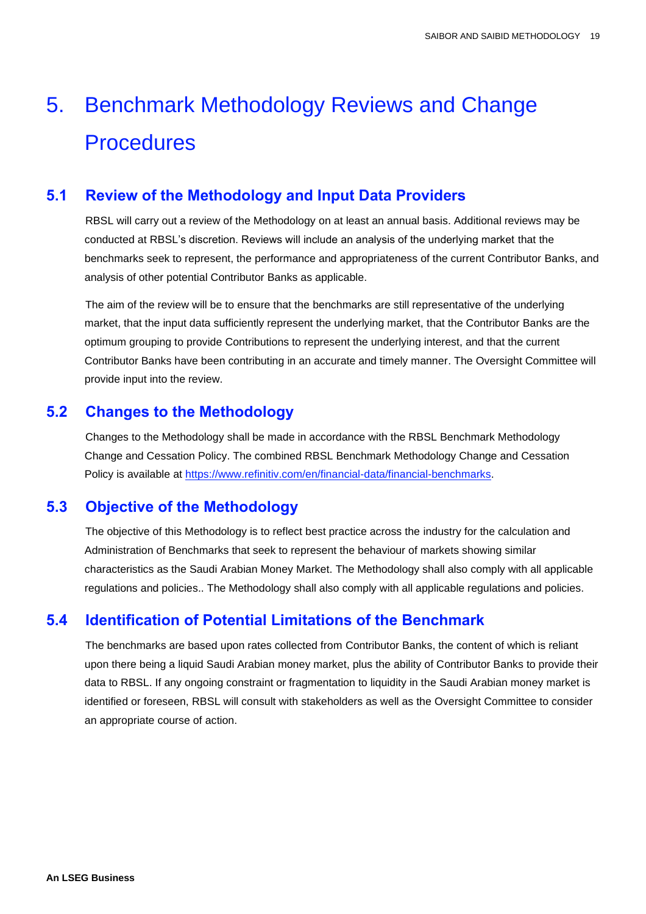# 5. Benchmark Methodology Reviews and Change Procedures

## 5.1 Review of the Methodology and Input Data Providers

RBSL will carry out a review of the Methodology on at least an annual basis. Additional reviews may be conducted at RBSL's discretion. Reviews will include an analysis of the underlying market that the benchmarks seek to represent, the performance and appropriateness of the current Contributor Banks, and analysis of other potential Contributor Banks as applicable.

The aim of the review will be to ensure that the benchmarks are still representative of the underlying market, that the input data sufficiently represent the underlying market, that the Contributor Banks are the optimum grouping to provide Contributions to represent the underlying interest, and that the current Contributor Banks have been contributing in an accurate and timely manner. The Oversight Committee will provide input into the review.

## 5.2 Changes to the Methodology

Changes to the Methodology shall be made in accordance with the RBSL Benchmark Methodology Change and Cessation Policy. The combined RBSL Benchmark Methodology Change and Cessation Policy is available at [https://www.refinitiv.com/en/financial-data/financial-benchmarks](https://www.refinitiv.com/en/financial-data/financial-benchmarks).

## 5.3 Objective of the Methodology

The objective of this Methodology is to reflect best practice across the industry for the calculation and Administration of Benchmarks that seek to represent the behaviour of markets showing similar characteristics as the Saudi Arabian Money Market. The Methodology shall also comply with all applicable regulations and policies.. The Methodology shall also comply with all applicable regulations and policies.

## 5.4 Identification of Potential Limitations of the Benchmark

The benchmarks are based upon rates collected from Contributor Banks, the content of which is reliant upon there being a liquid Saudi Arabian money market, plus the ability of Contributor Banks to provide their data to RBSL. If any ongoing constraint or fragmentation to liquidity in the Saudi Arabian money market is identified or foreseen, RBSL will consult with stakeholders as well as the Oversight Committee to consider an appropriate course of action.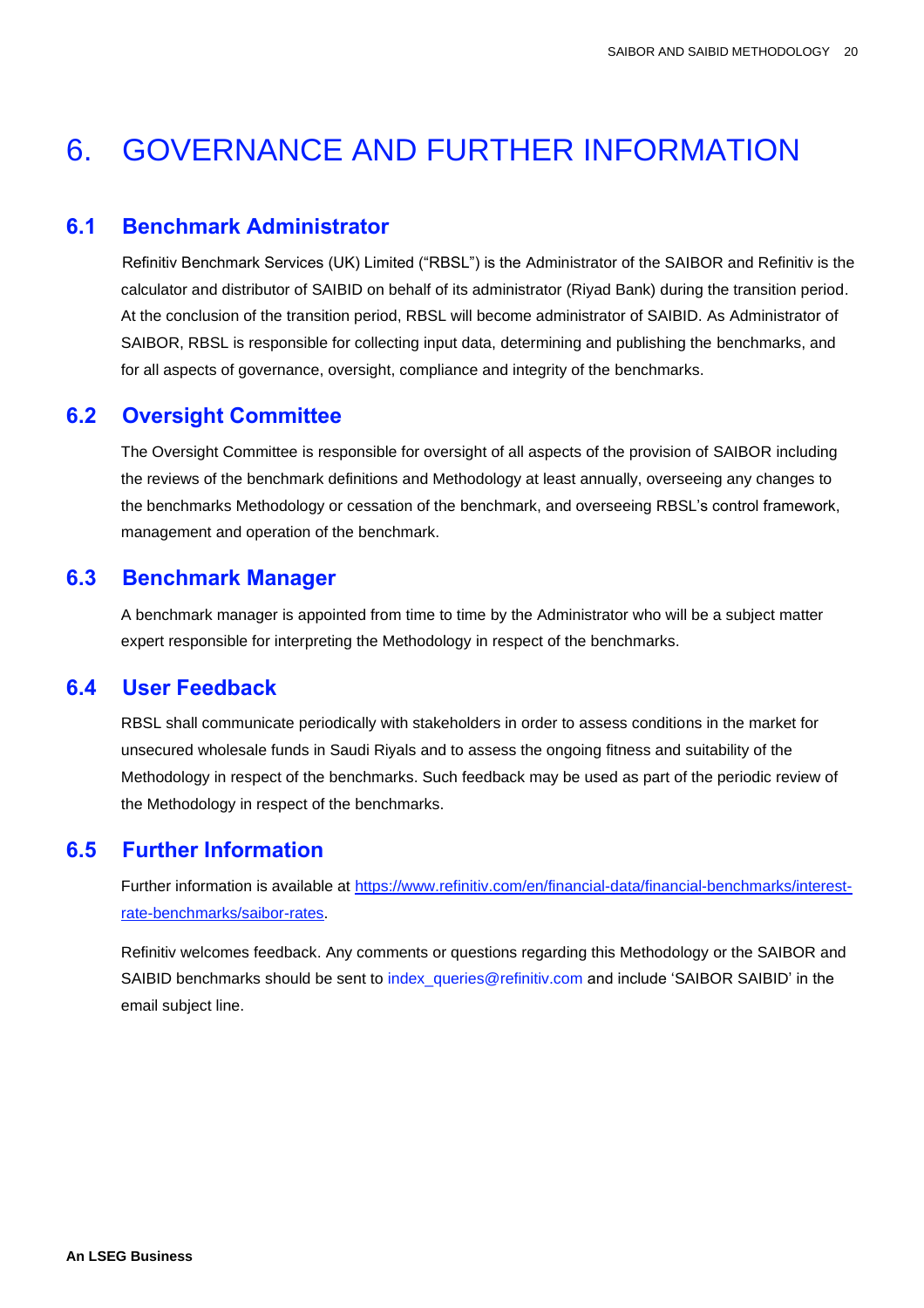# 6. GOVERNANCE AND FURTHER INFORMATION

## 6.1 Benchmark Administrator

Refinitiv Benchmark Services (UK) Limited ("RBSL") is the Administrator of the SAIBOR and Refinitiv is the calculator and distributor of SAIBID on behalf of its administrator (Riyad Bank) during the transition period. At the conclusion of the transition period, RBSL will become administrator of SAIBID. As Administrator of SAIBOR, RBSL is responsible for collecting input data, determining and publishing the benchmarks, and for all aspects of governance, oversight, compliance and integrity of the benchmarks.

## 6.2 Oversight Committee

The Oversight Committee is responsible for oversight of all aspects of the provision of SAIBOR including the reviews of the benchmark definitions and Methodology at least annually, overseeing any changes to the benchmarks Methodology or cessation of the benchmark, and overseeing RBSL's control framework, management and operation of the benchmark.

## 6.3 Benchmark Manager

A benchmark manager is appointed from time to time by the Administrator who will be a subject matter expert responsible for interpreting the Methodology in respect of the benchmarks.

## 6.4 User Feedback

RBSL shall communicate periodically with stakeholders in order to assess conditions in the market for unsecured wholesale funds in Saudi Riyals and to assess the ongoing fitness and suitability of the Methodology in respect of the benchmarks. Such feedback may be used as part of the periodic review of the Methodology in respect of the benchmarks.

## 6.5 Further Information

Further information is available at [https://www.refinitiv.com/en/financial-data/financial-benchmarks/interest-rate-benchmarks/saibor-rates](https://www.refinitiv.com/en/financial-data/financial-benchmarks/interest-rate-benchmarks/saibor-rates).

Refinitiv welcomes feedback. Any comments or questions regarding this Methodology or the SAIBOR and SAIBID benchmarks should be sent to index_queries@refinitiv.com and include 'SAIBOR SAIBID' in the email subject line.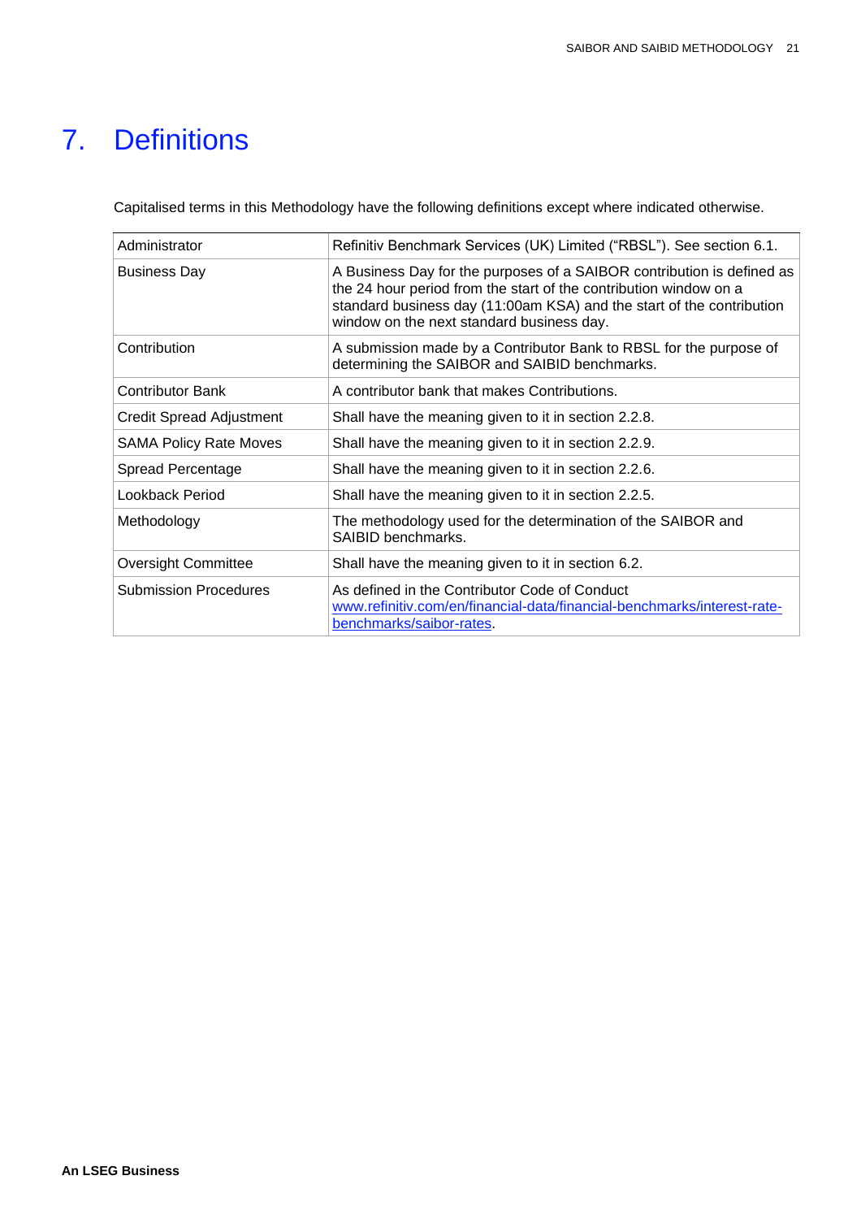# 7. Definitions

Capitalised terms in this Methodology have the following definitions except where indicated otherwise.

| | |
|---|---|
| Administrator | Refinitiv Benchmark Services (UK) Limited ("RBSL"). See section 6.1. |
| Business Day | A Business Day for the purposes of a SAIBOR contribution is defined as the 24 hour period from the start of the contribution window on a standard business day (11:00am KSA) and the start of the contribution window on the next standard business day. |
| Contribution | A submission made by a Contributor Bank to RBSL for the purpose of determining the SAIBOR and SAIBID benchmarks. |
| Contributor Bank | A contributor bank that makes Contributions. |
| Credit Spread Adjustment | Shall have the meaning given to it in section 2.2.8. |
| SAMA Policy Rate Moves | Shall have the meaning given to it in section 2.2.9. |
| Spread Percentage | Shall have the meaning given to it in section 2.2.6. |
| Lookback Period | Shall have the meaning given to it in section 2.2.5. |
| Methodology | The methodology used for the determination of the SAIBOR and SAIBID benchmarks. |
| Oversight Committee | Shall have the meaning given to it in section 6.2. |
| Submission Procedures | As defined in the Contributor Code of Conduct [www.refinitiv.com/en/financial-data/financial-benchmarks/interest-rate-benchmarks/saibor-rates](www.refinitiv.com/en/financial-data/financial-benchmarks/interest-rate-benchmarks/saibor-rates). |

**An LSEG Business**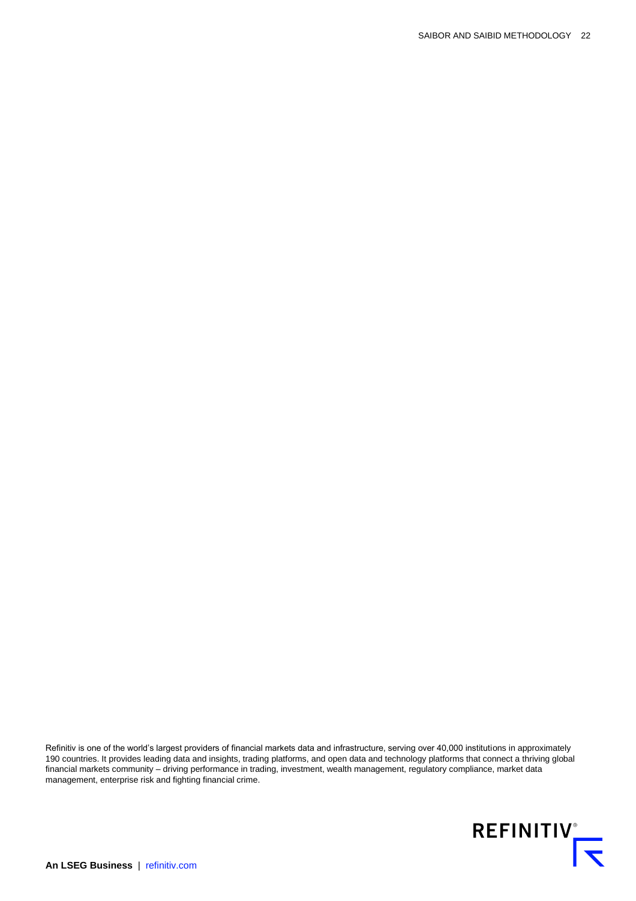Refinitiv is one of the world's largest providers of financial markets data and infrastructure, serving over 40,000 institutions in approximately 190 countries. It provides leading data and insights, trading platforms, and open data and technology platforms that connect a thriving global financial markets community – driving performance in trading, investment, wealth management, regulatory compliance, market data management, enterprise risk and fighting financial crime.

REFINITIV®

**An LSEG Business** | refinitiv.com